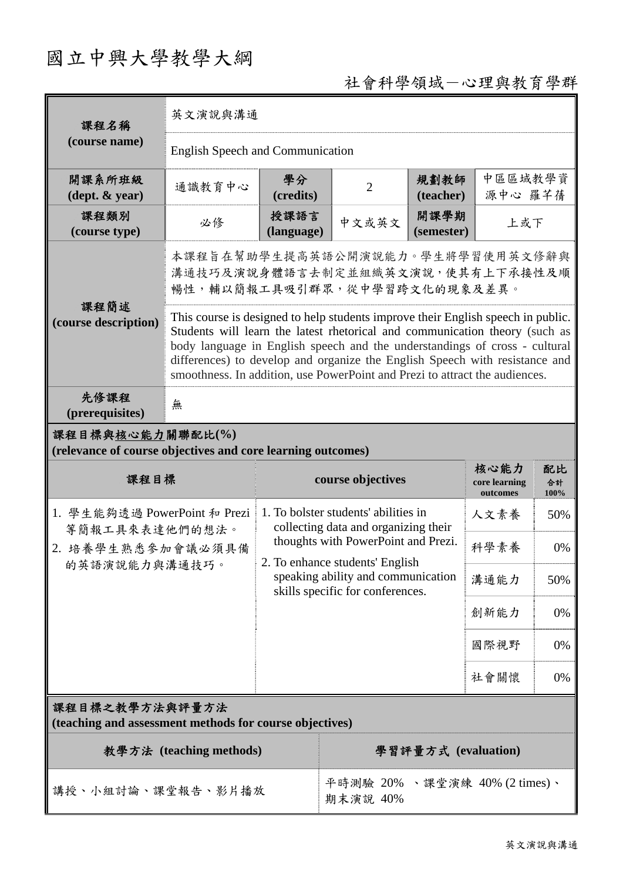# 國立中興大學教學大綱

## 社會科學領域－心理與教育學群

| 課程名稱 (course name) | 英文演說與溝通 | | | | |
|---|---|---|---|---|---|
| | English Speech and Communication | | | | |
| 開課系所班級 (dept. & year) | 通識教育中心 | 學分 (credits) | 2 | 規劃教師 (teacher) | 中區區域教學資源中心 羅芊蒨 |
| 課程類別 (course type) | 必修 | 授課語言 (language) | 中文或英文 | 開課學期 (semester) | 上或下 |
| 課程簡述 (course description) | 本課程旨在幫助學生提高英語公開演說能力。學生將學習使用英文修辭與溝通技巧及演說身體語言去制定並組織英文演說，使其有上下承接性及順暢性，輔以簡報工具吸引群眾，從中學習跨文化的現象及差異。 | | | | |
| | This course is designed to help students improve their English speech in public. Students will learn the latest rhetorical and communication theory (such as body language in English speech and the understandings of cross - cultural differences) to develop and organize the English Speech with resistance and smoothness. In addition, use PowerPoint and Prezi to attract the audiences. | | | | |
| 先修課程 (prerequisites) | 無 | | | | |

**課程目標與核心能力關聯配比(%)**
**(relevance of course objectives and core learning outcomes)**

| 課程目標 | course objectives | 核心能力 core learning outcomes | 配比 合計 100% |
|---|---|---|---|
| 1. 學生能夠透過 PowerPoint 和 Prezi 等簡報工具來表達他們的想法。<br>2. 培養學生熟悉參加會議必須具備的英語演說能力與溝通技巧。 | 1. To bolster students' abilities in collecting data and organizing their thoughts with PowerPoint and Prezi.<br>2. To enhance students' English speaking ability and communication skills specific for conferences. | 人文素養 | 50% |
| | | 科學素養 | 0% |
| | | 溝通能力 | 50% |
| | | 創新能力 | 0% |
| | | 國際視野 | 0% |
| | | 社會關懷 | 0% |

**課程目標之教學方法與評量方法**
**(teaching and assessment methods for course objectives)**

| 教學方法 (teaching methods) | 學習評量方式 (evaluation) |
|---|---|
| 講授、小組討論、課堂報告、影片播放 | 平時測驗 20% 、課堂演練 40% (2 times)、期末演說 40% |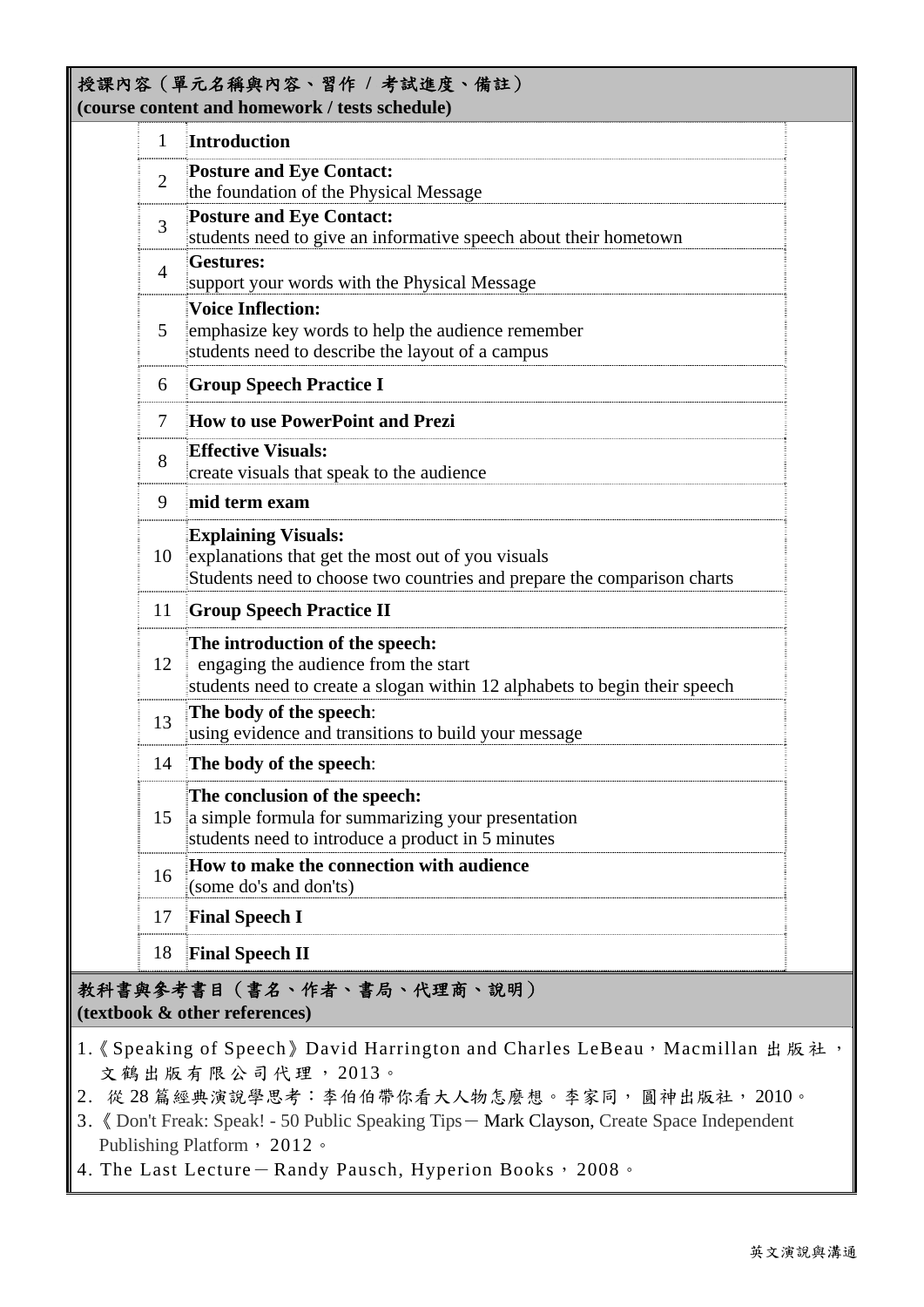## 授課內容（單元名稱與內容、習作 / 考試進度、備註）
**(course content and homework / tests schedule)**

| | |
|---|---|
| 1 | **Introduction** |
| 2 | **Posture and Eye Contact:**<br>the foundation of the Physical Message |
| 3 | **Posture and Eye Contact:**<br>students need to give an informative speech about their hometown |
| 4 | **Gestures:**<br>support your words with the Physical Message |
| 5 | **Voice Inflection:**<br>emphasize key words to help the audience remember<br>students need to describe the layout of a campus |
| 6 | **Group Speech Practice I** |
| 7 | **How to use PowerPoint and Prezi** |
| 8 | **Effective Visuals:**<br>create visuals that speak to the audience |
| 9 | **mid term exam** |
| 10 | **Explaining Visuals:**<br>explanations that get the most out of you visuals<br>Students need to choose two countries and prepare the comparison charts |
| 11 | **Group Speech Practice II** |
| 12 | **The introduction of the speech:**<br>engaging the audience from the start<br>students need to create a slogan within 12 alphabets to begin their speech |
| 13 | **The body of the speech**:<br>using evidence and transitions to build your message |
| 14 | **The body of the speech**: |
| 15 | **The conclusion of the speech:**<br>a simple formula for summarizing your presentation<br>students need to introduce a product in 5 minutes |
| 16 | **How to make the connection with audience**<br>(some do's and don'ts) |
| 17 | **Final Speech I** |
| 18 | **Final Speech II** |

## 教科書與參考書目（書名、作者、書局、代理商、說明）
**(textbook & other references)**

1.《Speaking of Speech》David Harrington and Charles LeBeau，Macmillan 出版社，文鶴出版有限公司代理，2013。
2. 從 28 篇經典演說學思考：李伯伯帶你看大人物怎麼想。李家同，圓神出版社，2010。
3.《Don't Freak: Speak! - 50 Public Speaking Tips－Mark Clayson, Create Space Independent Publishing Platform，2012。
4. The Last Lecture－Randy Pausch, Hyperion Books，2008。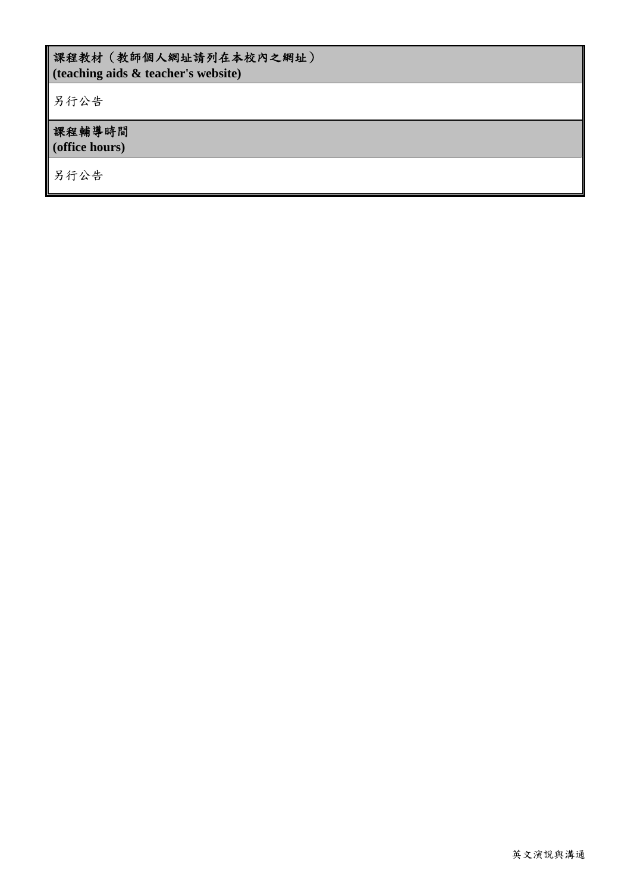| 課程教材（教師個人網址請列在本校內之網址）<br>**(teaching aids & teacher's website)** |
| --- |
| 另行公告 |
| **課程輔導時間**<br>**(office hours)** |
| 另行公告 |